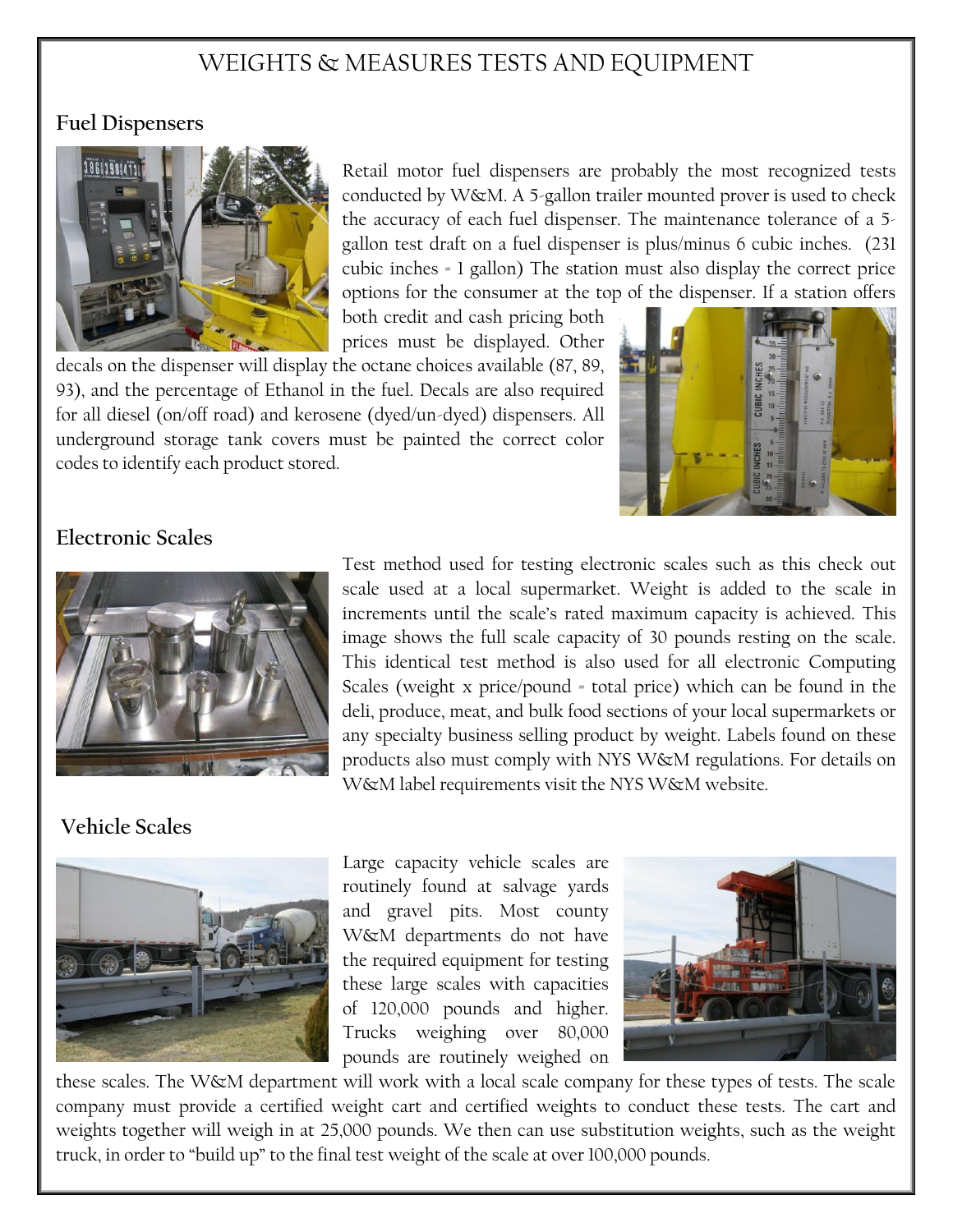# WEIGHTS & MEASURES TESTS AND EQUIPMENT

## Fuel Dispensers

Retail motor fuel dispensers are probably the most recognized tests conducted by W&M. A 5-gallon trailer mounted prover is used to check the accuracy of each fuel dispenser. The maintenance tolerance of a 5-gallon test draft on a fuel dispenser is plus/minus 6 cubic inches. (231 cubic inches = 1 gallon) The station must also display the correct price options for the consumer at the top of the dispenser. If a station offers both credit and cash pricing both prices must be displayed. Other decals on the dispenser will display the octane choices available (87, 89, 93), and the percentage of Ethanol in the fuel. Decals are also required for all diesel (on/off road) and kerosene (dyed/un-dyed) dispensers. All underground storage tank covers must be painted the correct color codes to identify each product stored.

## Electronic Scales

Test method used for testing electronic scales such as this check out scale used at a local supermarket. Weight is added to the scale in increments until the scale's rated maximum capacity is achieved. This image shows the full scale capacity of 30 pounds resting on the scale. This identical test method is also used for all electronic Computing Scales (weight x price/pound = total price) which can be found in the deli, produce, meat, and bulk food sections of your local supermarkets or any specialty business selling product by weight. Labels found on these products also must comply with NYS W&M regulations. For details on W&M label requirements visit the NYS W&M website.

## Vehicle Scales

Large capacity vehicle scales are routinely found at salvage yards and gravel pits. Most county W&M departments do not have the required equipment for testing these large scales with capacities of 120,000 pounds and higher. Trucks weighing over 80,000 pounds are routinely weighed on these scales. The W&M department will work with a local scale company for these types of tests. The scale company must provide a certified weight cart and certified weights to conduct these tests. The cart and weights together will weigh in at 25,000 pounds. We then can use substitution weights, such as the weight truck, in order to "build up" to the final test weight of the scale at over 100,000 pounds.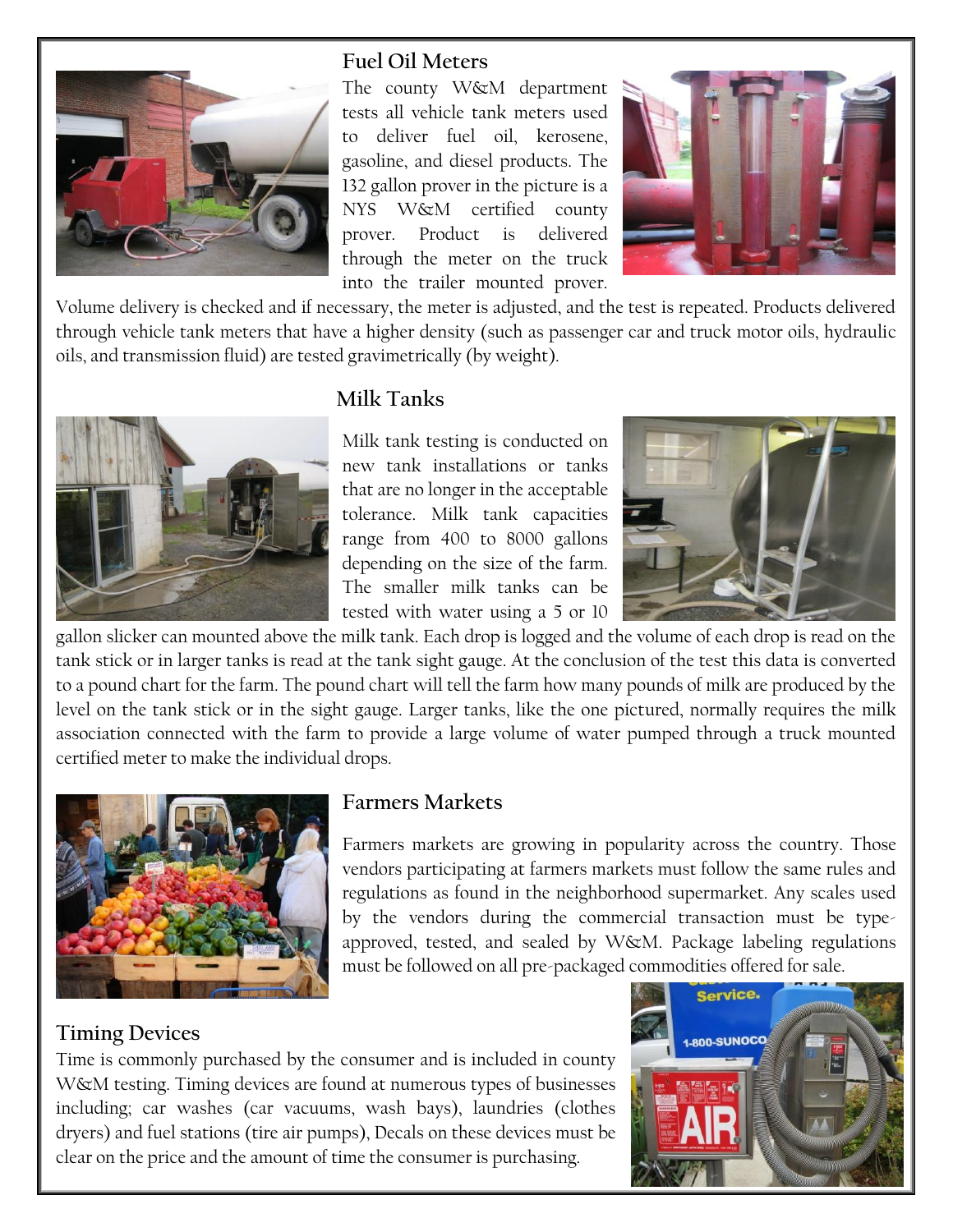## Fuel Oil Meters

The county W&M department tests all vehicle tank meters used to deliver fuel oil, kerosene, gasoline, and diesel products. The 132 gallon prover in the picture is a NYS W&M certified county prover. Product is delivered through the meter on the truck into the trailer mounted prover. Volume delivery is checked and if necessary, the meter is adjusted, and the test is repeated. Products delivered through vehicle tank meters that have a higher density (such as passenger car and truck motor oils, hydraulic oils, and transmission fluid) are tested gravimetrically (by weight).

## Milk Tanks

Milk tank testing is conducted on new tank installations or tanks that are no longer in the acceptable tolerance. Milk tank capacities range from 400 to 8000 gallons depending on the size of the farm. The smaller milk tanks can be tested with water using a 5 or 10 gallon slicker can mounted above the milk tank. Each drop is logged and the volume of each drop is read on the tank stick or in larger tanks is read at the tank sight gauge. At the conclusion of the test this data is converted to a pound chart for the farm. The pound chart will tell the farm how many pounds of milk are produced by the level on the tank stick or in the sight gauge. Larger tanks, like the one pictured, normally requires the milk association connected with the farm to provide a large volume of water pumped through a truck mounted certified meter to make the individual drops.

## Farmers Markets

Farmers markets are growing in popularity across the country. Those vendors participating at farmers markets must follow the same rules and regulations as found in the neighborhood supermarket. Any scales used by the vendors during the commercial transaction must be type-approved, tested, and sealed by W&M. Package labeling regulations must be followed on all pre-packaged commodities offered for sale.

## Timing Devices

Time is commonly purchased by the consumer and is included in county W&M testing. Timing devices are found at numerous types of businesses including; car washes (car vacuums, wash bays), laundries (clothes dryers) and fuel stations (tire air pumps), Decals on these devices must be clear on the price and the amount of time the consumer is purchasing.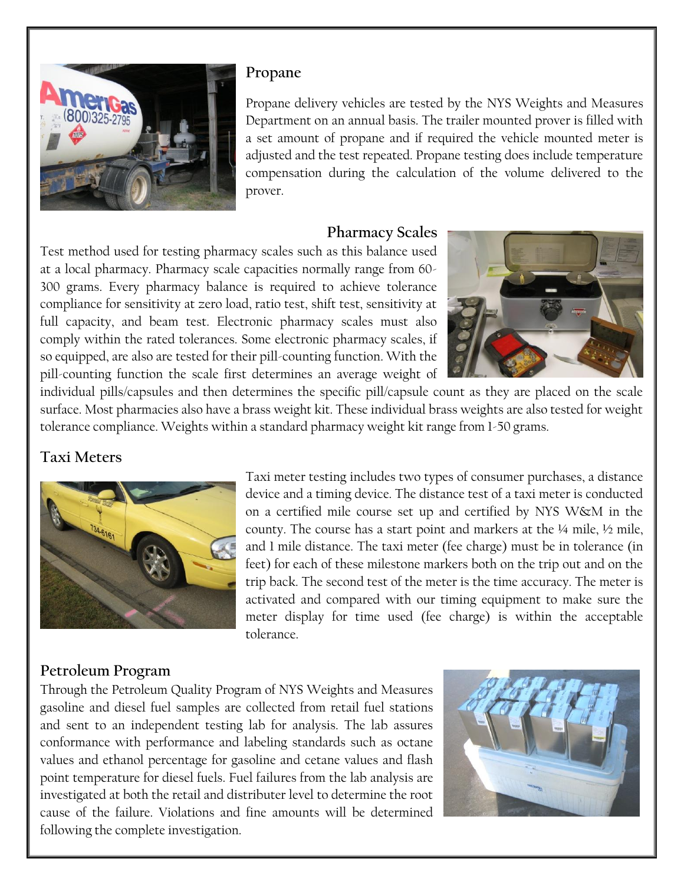## Propane

Propane delivery vehicles are tested by the NYS Weights and Measures Department on an annual basis. The trailer mounted prover is filled with a set amount of propane and if required the vehicle mounted meter is adjusted and the test repeated. Propane testing does include temperature compensation during the calculation of the volume delivered to the prover.

## Pharmacy Scales

Test method used for testing pharmacy scales such as this balance used at a local pharmacy. Pharmacy scale capacities normally range from 60-300 grams. Every pharmacy balance is required to achieve tolerance compliance for sensitivity at zero load, ratio test, shift test, sensitivity at full capacity, and beam test. Electronic pharmacy scales must also comply within the rated tolerances. Some electronic pharmacy scales, if so equipped, are also are tested for their pill-counting function. With the pill-counting function the scale first determines an average weight of individual pills/capsules and then determines the specific pill/capsule count as they are placed on the scale surface. Most pharmacies also have a brass weight kit. These individual brass weights are also tested for weight tolerance compliance. Weights within a standard pharmacy weight kit range from 1-50 grams.

## Taxi Meters

Taxi meter testing includes two types of consumer purchases, a distance device and a timing device. The distance test of a taxi meter is conducted on a certified mile course set up and certified by NYS W&M in the county. The course has a start point and markers at the ¼ mile, ½ mile, and 1 mile distance. The taxi meter (fee charge) must be in tolerance (in feet) for each of these milestone markers both on the trip out and on the trip back. The second test of the meter is the time accuracy. The meter is activated and compared with our timing equipment to make sure the meter display for time used (fee charge) is within the acceptable tolerance.

## Petroleum Program

Through the Petroleum Quality Program of NYS Weights and Measures gasoline and diesel fuel samples are collected from retail fuel stations and sent to an independent testing lab for analysis. The lab assures conformance with performance and labeling standards such as octane values and ethanol percentage for gasoline and cetane values and flash point temperature for diesel fuels. Fuel failures from the lab analysis are investigated at both the retail and distributer level to determine the root cause of the failure. Violations and fine amounts will be determined following the complete investigation.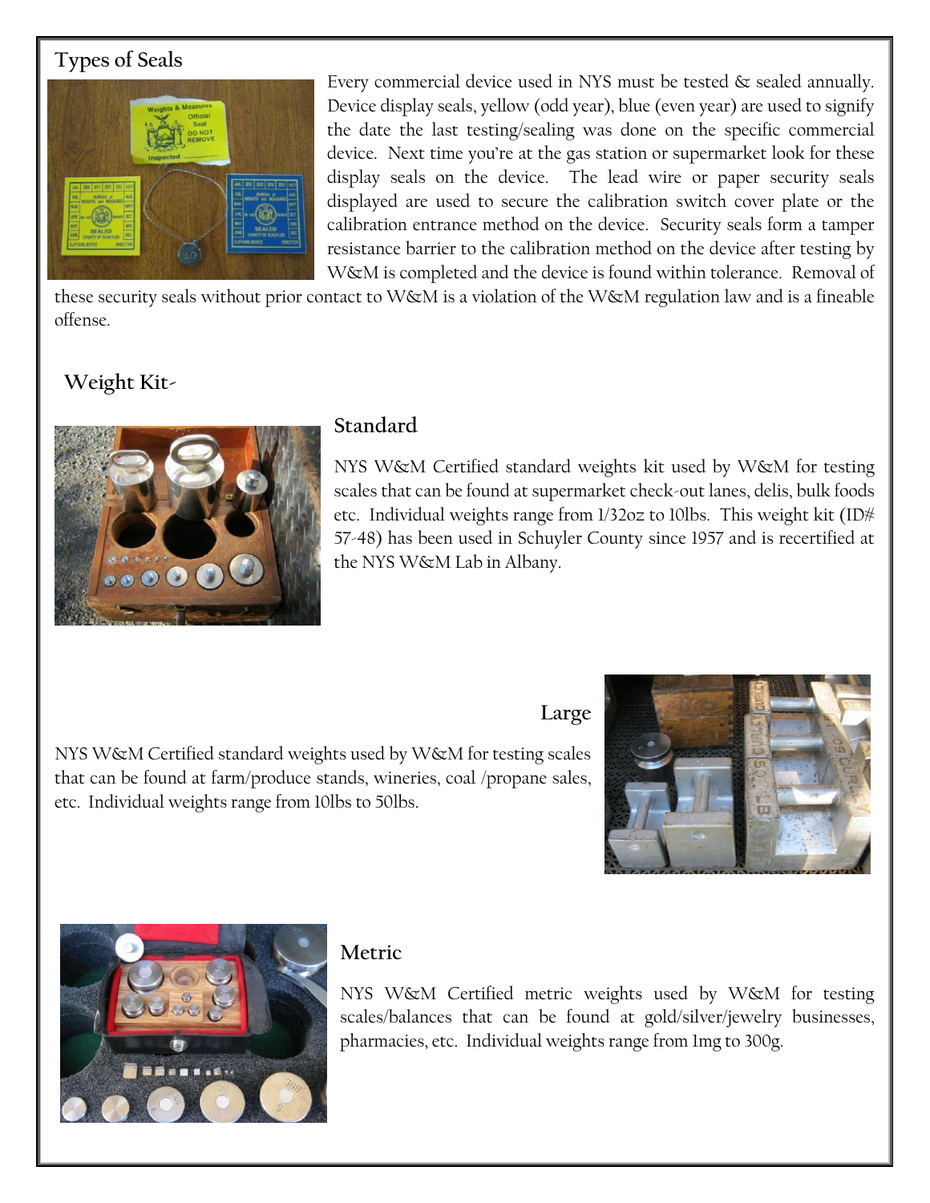## Types of Seals

Every commercial device used in NYS must be tested & sealed annually. Device display seals, yellow (odd year), blue (even year) are used to signify the date the last testing/sealing was done on the specific commercial device. Next time you're at the gas station or supermarket look for these display seals on the device. The lead wire or paper security seals displayed are used to secure the calibration switch cover plate or the calibration entrance method on the device. Security seals form a tamper resistance barrier to the calibration method on the device after testing by W&M is completed and the device is found within tolerance. Removal of these security seals without prior contact to W&M is a violation of the W&M regulation law and is a fineable offense.

## Weight Kit-

### Standard

NYS W&M Certified standard weights kit used by W&M for testing scales that can be found at supermarket check-out lanes, delis, bulk foods etc. Individual weights range from 1/32oz to 10lbs. This weight kit (ID# 57-48) has been used in Schuyler County since 1957 and is recertified at the NYS W&M Lab in Albany.

### Large

NYS W&M Certified standard weights used by W&M for testing scales that can be found at farm/produce stands, wineries, coal /propane sales, etc. Individual weights range from 10lbs to 50lbs.

### Metric

NYS W&M Certified metric weights used by W&M for testing scales/balances that can be found at gold/silver/jewelry businesses, pharmacies, etc. Individual weights range from 1mg to 300g.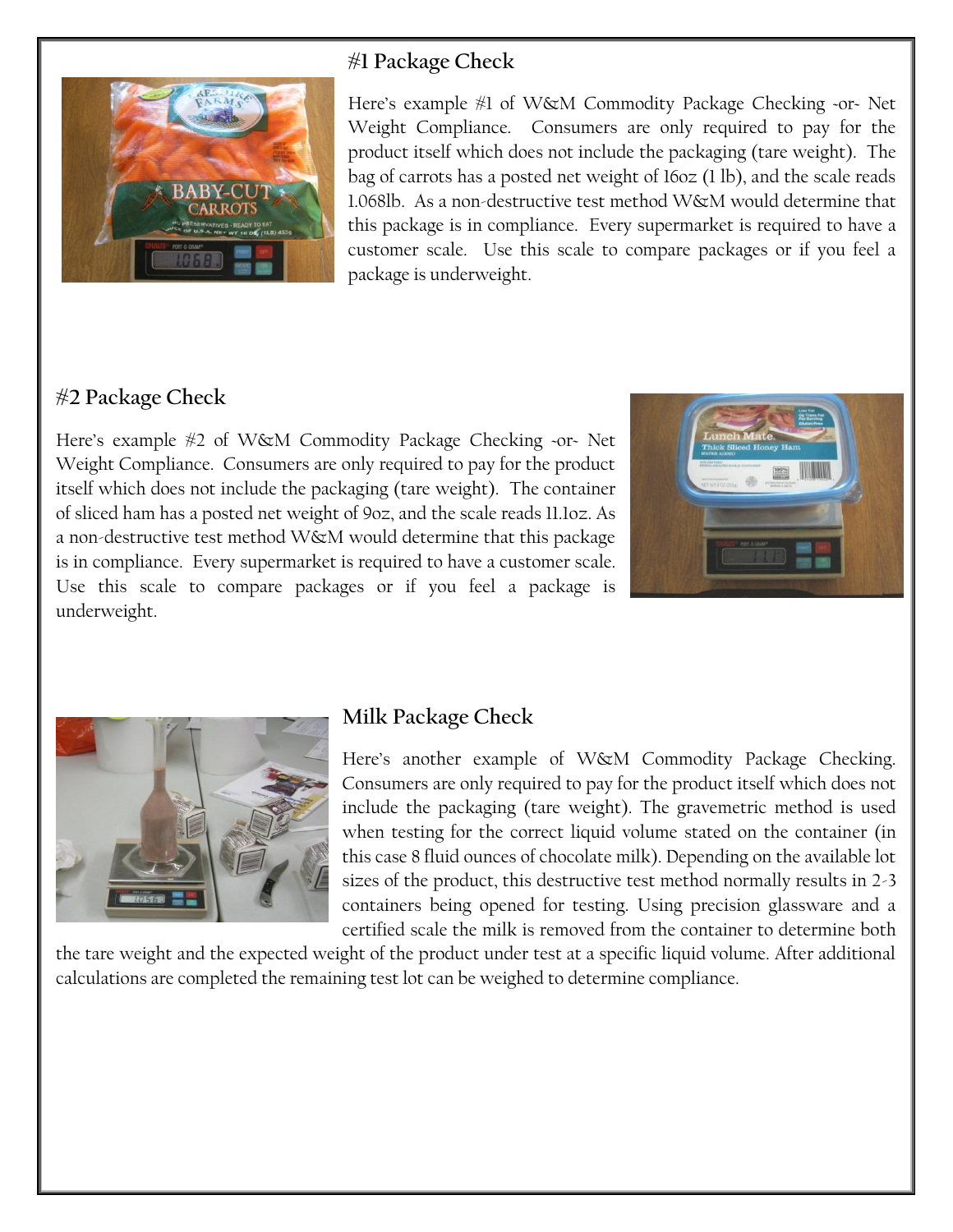## #1 Package Check

Here's example #1 of W&M Commodity Package Checking -or- Net Weight Compliance. Consumers are only required to pay for the product itself which does not include the packaging (tare weight). The bag of carrots has a posted net weight of 16oz (1 lb), and the scale reads 1.068lb. As a non-destructive test method W&M would determine that this package is in compliance. Every supermarket is required to have a customer scale. Use this scale to compare packages or if you feel a package is underweight.

## #2 Package Check

Here's example #2 of W&M Commodity Package Checking -or- Net Weight Compliance. Consumers are only required to pay for the product itself which does not include the packaging (tare weight). The container of sliced ham has a posted net weight of 9oz, and the scale reads 11.1oz. As a non-destructive test method W&M would determine that this package is in compliance. Every supermarket is required to have a customer scale. Use this scale to compare packages or if you feel a package is underweight.

## Milk Package Check

Here's another example of W&M Commodity Package Checking. Consumers are only required to pay for the product itself which does not include the packaging (tare weight). The gravemetric method is used when testing for the correct liquid volume stated on the container (in this case 8 fluid ounces of chocolate milk). Depending on the available lot sizes of the product, this destructive test method normally results in 2-3 containers being opened for testing. Using precision glassware and a certified scale the milk is removed from the container to determine both the tare weight and the expected weight of the product under test at a specific liquid volume. After additional calculations are completed the remaining test lot can be weighed to determine compliance.